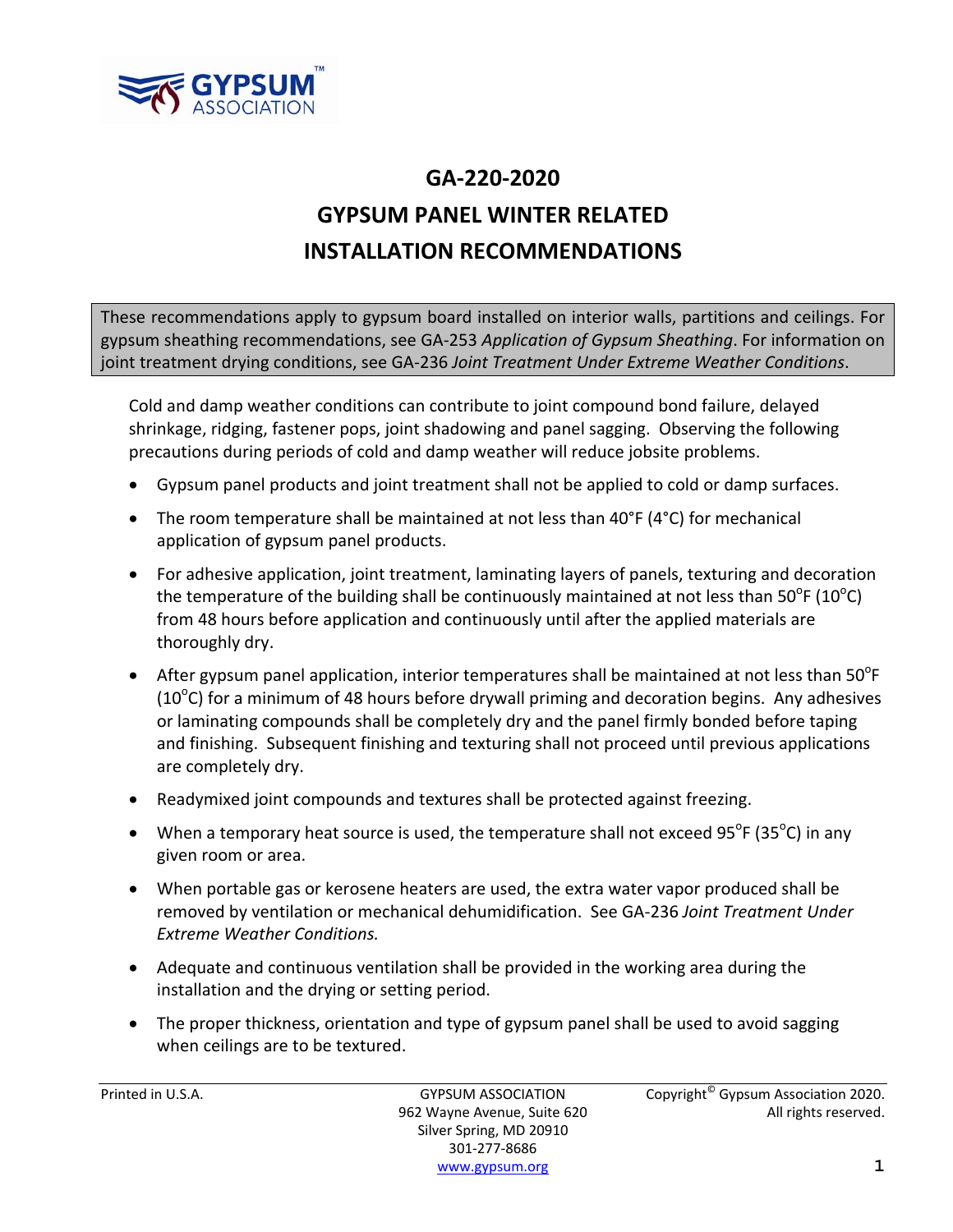# GA-220-2020

# GYPSUM PANEL WINTER RELATED INSTALLATION RECOMMENDATIONS

These recommendations apply to gypsum board installed on interior walls, partitions and ceilings. For gypsum sheathing recommendations, see GA-253 *Application of Gypsum Sheathing*. For information on joint treatment drying conditions, see GA-236 *Joint Treatment Under Extreme Weather Conditions*.

Cold and damp weather conditions can contribute to joint compound bond failure, delayed shrinkage, ridging, fastener pops, joint shadowing and panel sagging. Observing the following precautions during periods of cold and damp weather will reduce jobsite problems.

- Gypsum panel products and joint treatment shall not be applied to cold or damp surfaces.
- The room temperature shall be maintained at not less than 40°F (4°C) for mechanical application of gypsum panel products.
- For adhesive application, joint treatment, laminating layers of panels, texturing and decoration the temperature of the building shall be continuously maintained at not less than 50°F (10°C) from 48 hours before application and continuously until after the applied materials are thoroughly dry.
- After gypsum panel application, interior temperatures shall be maintained at not less than 50°F (10°C) for a minimum of 48 hours before drywall priming and decoration begins. Any adhesives or laminating compounds shall be completely dry and the panel firmly bonded before taping and finishing. Subsequent finishing and texturing shall not proceed until previous applications are completely dry.
- Readymixed joint compounds and textures shall be protected against freezing.
- When a temporary heat source is used, the temperature shall not exceed 95°F (35°C) in any given room or area.
- When portable gas or kerosene heaters are used, the extra water vapor produced shall be removed by ventilation or mechanical dehumidification. See GA-236 *Joint Treatment Under Extreme Weather Conditions.*
- Adequate and continuous ventilation shall be provided in the working area during the installation and the drying or setting period.
- The proper thickness, orientation and type of gypsum panel shall be used to avoid sagging when ceilings are to be textured.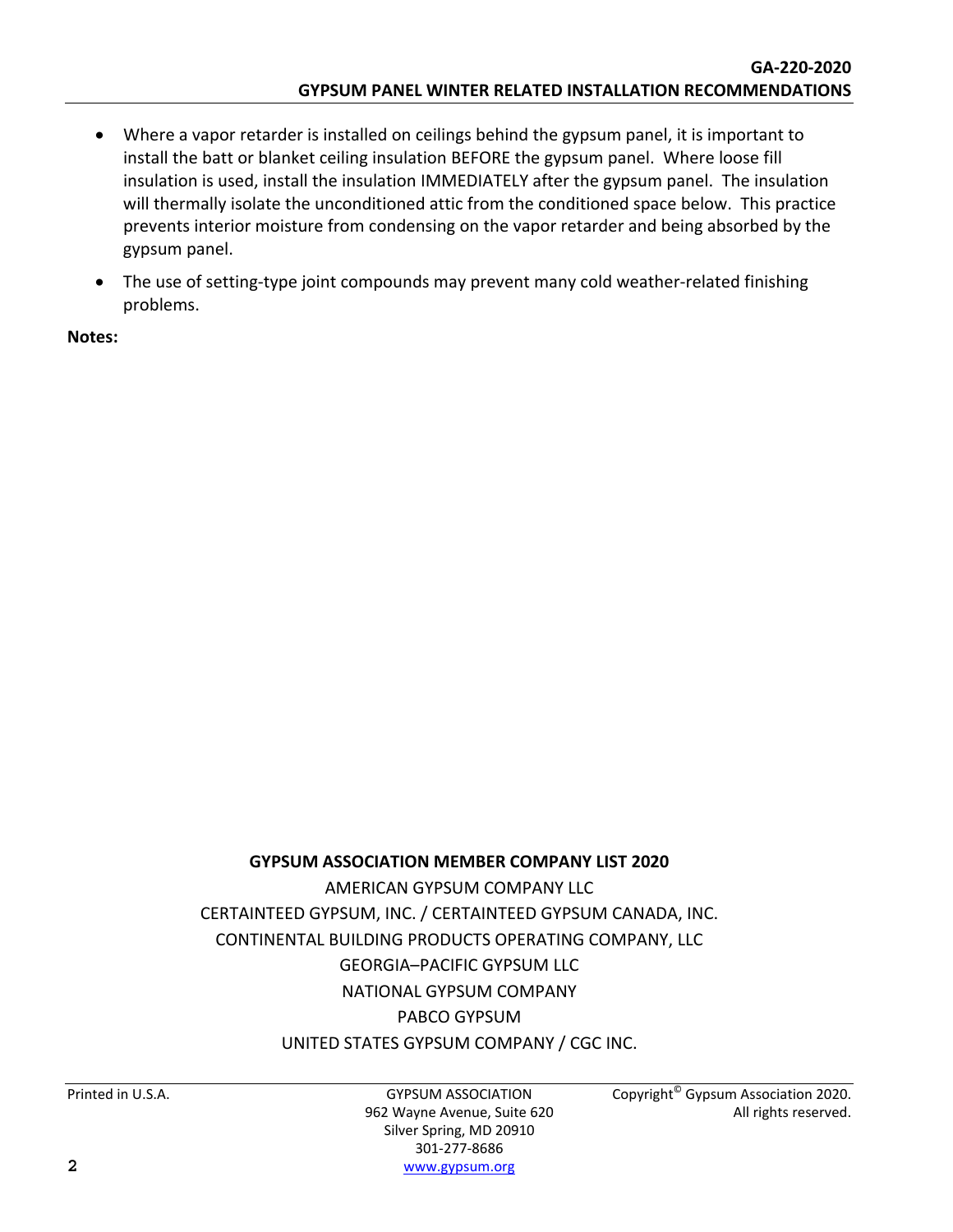- Where a vapor retarder is installed on ceilings behind the gypsum panel, it is important to install the batt or blanket ceiling insulation BEFORE the gypsum panel. Where loose fill insulation is used, install the insulation IMMEDIATELY after the gypsum panel. The insulation will thermally isolate the unconditioned attic from the conditioned space below. This practice prevents interior moisture from condensing on the vapor retarder and being absorbed by the gypsum panel.
- The use of setting-type joint compounds may prevent many cold weather-related finishing problems.

**Notes:**

**GYPSUM ASSOCIATION MEMBER COMPANY LIST 2020**

AMERICAN GYPSUM COMPANY LLC
CERTAINTEED GYPSUM, INC. / CERTAINTEED GYPSUM CANADA, INC.
CONTINENTAL BUILDING PRODUCTS OPERATING COMPANY, LLC
GEORGIA–PACIFIC GYPSUM LLC
NATIONAL GYPSUM COMPANY
PABCO GYPSUM
UNITED STATES GYPSUM COMPANY / CGC INC.

Printed in U.S.A.

GYPSUM ASSOCIATION
962 Wayne Avenue, Suite 620
Silver Spring, MD 20910
301-277-8686
www.gypsum.org

Copyright© Gypsum Association 2020.
All rights reserved.